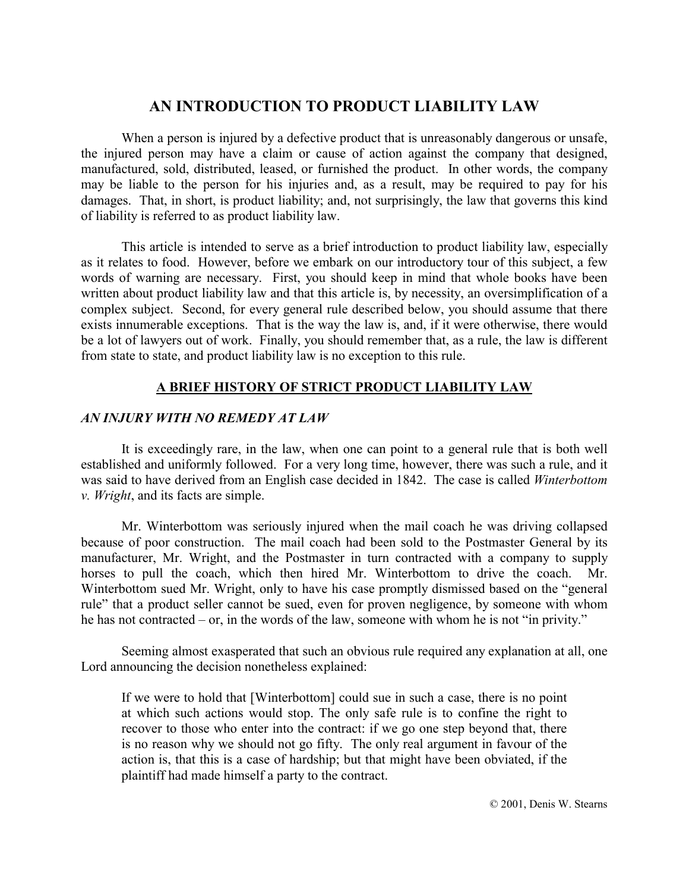# AN INTRODUCTION TO PRODUCT LIABILITY LAW

When a person is injured by a defective product that is unreasonably dangerous or unsafe, the injured person may have a claim or cause of action against the company that designed, manufactured, sold, distributed, leased, or furnished the product. In other words, the company may be liable to the person for his injuries and, as a result, may be required to pay for his damages. That, in short, is product liability; and, not surprisingly, the law that governs this kind of liability is referred to as product liability law.

This article is intended to serve as a brief introduction to product liability law, especially as it relates to food. However, before we embark on our introductory tour of this subject, a few words of warning are necessary. First, you should keep in mind that whole books have been written about product liability law and that this article is, by necessity, an oversimplification of a complex subject. Second, for every general rule described below, you should assume that there exists innumerable exceptions. That is the way the law is, and, if it were otherwise, there would be a lot of lawyers out of work. Finally, you should remember that, as a rule, the law is different from state to state, and product liability law is no exception to this rule.

## A BRIEF HISTORY OF STRICT PRODUCT LIABILITY LAW

### *AN INJURY WITH NO REMEDY AT LAW*

It is exceedingly rare, in the law, when one can point to a general rule that is both well established and uniformly followed. For a very long time, however, there was such a rule, and it was said to have derived from an English case decided in 1842. The case is called *Winterbottom v. Wright*, and its facts are simple.

Mr. Winterbottom was seriously injured when the mail coach he was driving collapsed because of poor construction. The mail coach had been sold to the Postmaster General by its manufacturer, Mr. Wright, and the Postmaster in turn contracted with a company to supply horses to pull the coach, which then hired Mr. Winterbottom to drive the coach. Mr. Winterbottom sued Mr. Wright, only to have his case promptly dismissed based on the "general rule" that a product seller cannot be sued, even for proven negligence, by someone with whom he has not contracted – or, in the words of the law, someone with whom he is not "in privity."

Seeming almost exasperated that such an obvious rule required any explanation at all, one Lord announcing the decision nonetheless explained:

> If we were to hold that [Winterbottom] could sue in such a case, there is no point at which such actions would stop. The only safe rule is to confine the right to recover to those who enter into the contract: if we go one step beyond that, there is no reason why we should not go fifty. The only real argument in favour of the action is, that this is a case of hardship; but that might have been obviated, if the plaintiff had made himself a party to the contract.

© 2001, Denis W. Stearns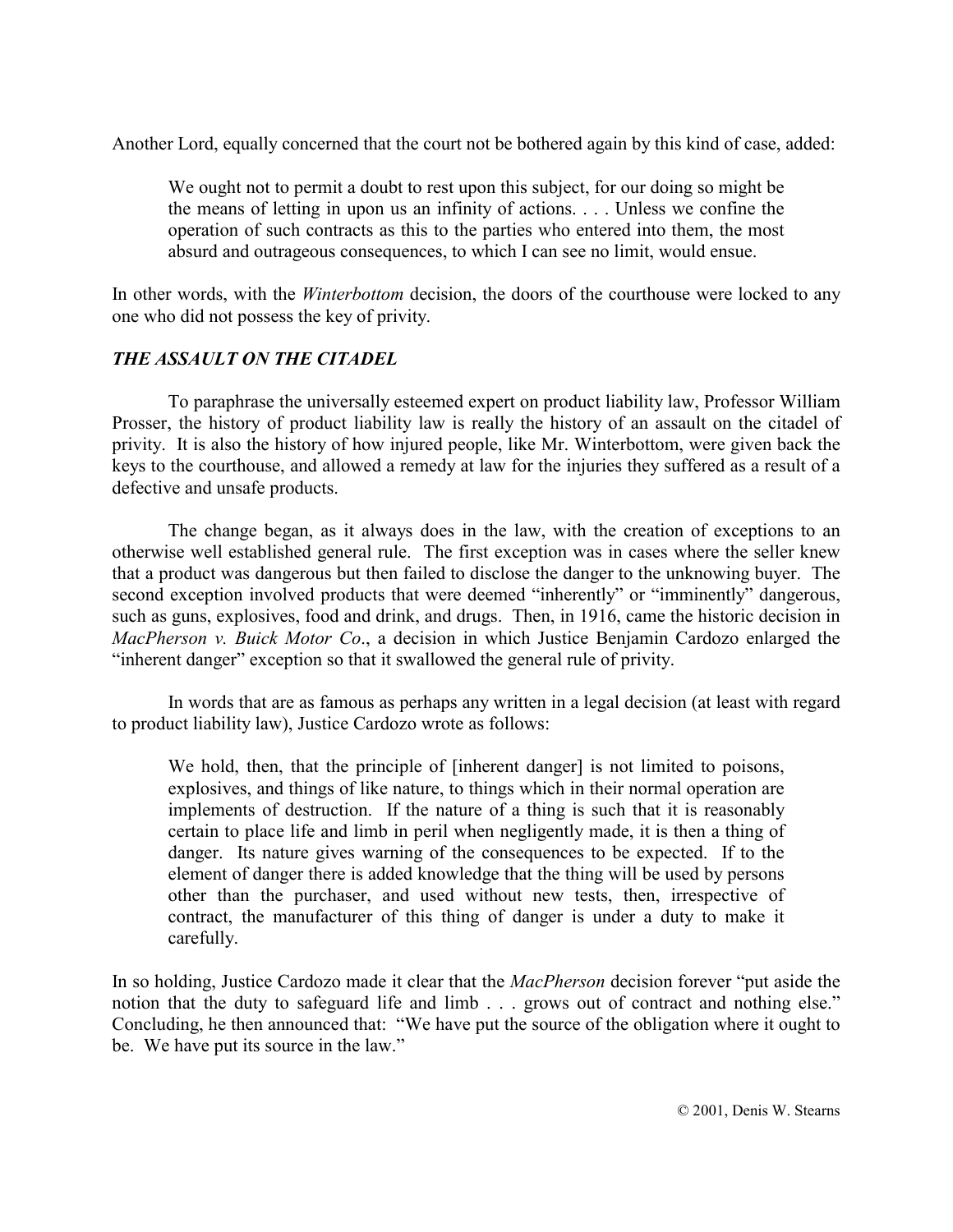Another Lord, equally concerned that the court not be bothered again by this kind of case, added:

> We ought not to permit a doubt to rest upon this subject, for our doing so might be the means of letting in upon us an infinity of actions. . . . Unless we confine the operation of such contracts as this to the parties who entered into them, the most absurd and outrageous consequences, to which I can see no limit, would ensue.

In other words, with the *Winterbottom* decision, the doors of the courthouse were locked to any one who did not possess the key of privity.

### *THE ASSAULT ON THE CITADEL*

To paraphrase the universally esteemed expert on product liability law, Professor William Prosser, the history of product liability law is really the history of an assault on the citadel of privity. It is also the history of how injured people, like Mr. Winterbottom, were given back the keys to the courthouse, and allowed a remedy at law for the injuries they suffered as a result of a defective and unsafe products.

The change began, as it always does in the law, with the creation of exceptions to an otherwise well established general rule. The first exception was in cases where the seller knew that a product was dangerous but then failed to disclose the danger to the unknowing buyer. The second exception involved products that were deemed "inherently" or "imminently" dangerous, such as guns, explosives, food and drink, and drugs. Then, in 1916, came the historic decision in *MacPherson v. Buick Motor Co*., a decision in which Justice Benjamin Cardozo enlarged the "inherent danger" exception so that it swallowed the general rule of privity.

In words that are as famous as perhaps any written in a legal decision (at least with regard to product liability law), Justice Cardozo wrote as follows:

> We hold, then, that the principle of [inherent danger] is not limited to poisons, explosives, and things of like nature, to things which in their normal operation are implements of destruction. If the nature of a thing is such that it is reasonably certain to place life and limb in peril when negligently made, it is then a thing of danger. Its nature gives warning of the consequences to be expected. If to the element of danger there is added knowledge that the thing will be used by persons other than the purchaser, and used without new tests, then, irrespective of contract, the manufacturer of this thing of danger is under a duty to make it carefully.

In so holding, Justice Cardozo made it clear that the *MacPherson* decision forever "put aside the notion that the duty to safeguard life and limb . . . grows out of contract and nothing else." Concluding, he then announced that: "We have put the source of the obligation where it ought to be. We have put its source in the law."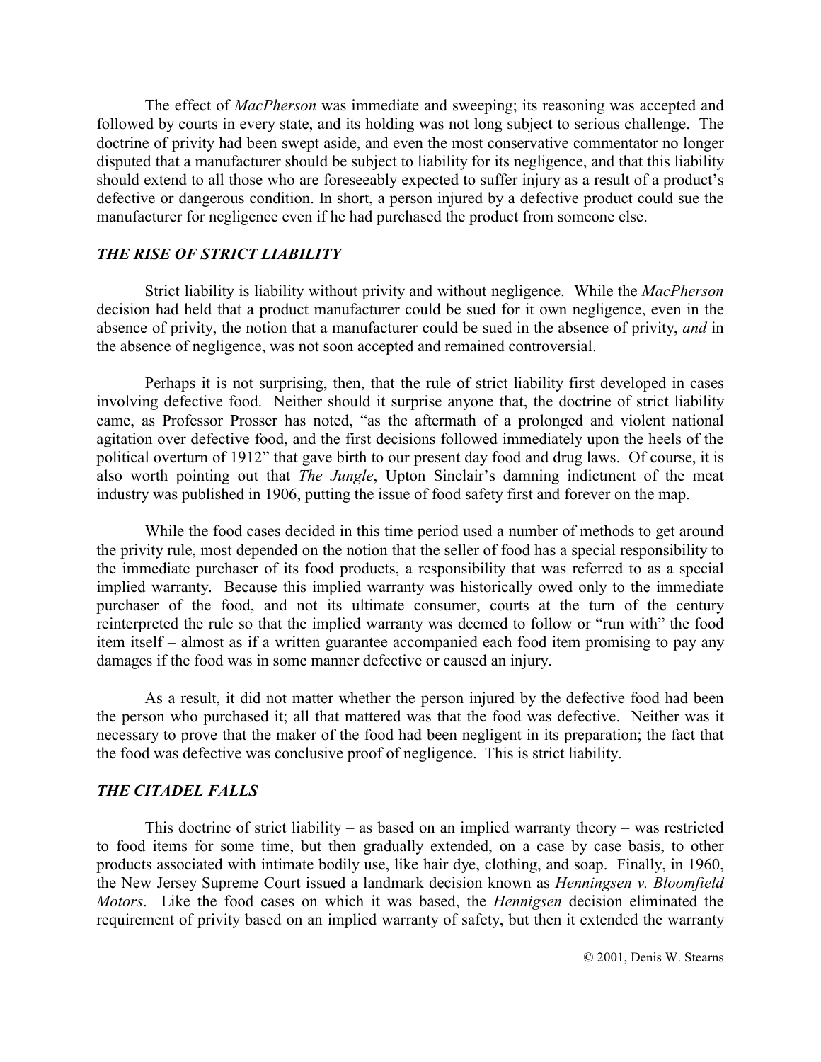The effect of *MacPherson* was immediate and sweeping; its reasoning was accepted and followed by courts in every state, and its holding was not long subject to serious challenge. The doctrine of privity had been swept aside, and even the most conservative commentator no longer disputed that a manufacturer should be subject to liability for its negligence, and that this liability should extend to all those who are foreseeably expected to suffer injury as a result of a product's defective or dangerous condition. In short, a person injured by a defective product could sue the manufacturer for negligence even if he had purchased the product from someone else.

### *THE RISE OF STRICT LIABILITY*

Strict liability is liability without privity and without negligence. While the *MacPherson* decision had held that a product manufacturer could be sued for it own negligence, even in the absence of privity, the notion that a manufacturer could be sued in the absence of privity, *and* in the absence of negligence, was not soon accepted and remained controversial.

Perhaps it is not surprising, then, that the rule of strict liability first developed in cases involving defective food. Neither should it surprise anyone that, the doctrine of strict liability came, as Professor Prosser has noted, "as the aftermath of a prolonged and violent national agitation over defective food, and the first decisions followed immediately upon the heels of the political overturn of 1912" that gave birth to our present day food and drug laws. Of course, it is also worth pointing out that *The Jungle*, Upton Sinclair's damning indictment of the meat industry was published in 1906, putting the issue of food safety first and forever on the map.

While the food cases decided in this time period used a number of methods to get around the privity rule, most depended on the notion that the seller of food has a special responsibility to the immediate purchaser of its food products, a responsibility that was referred to as a special implied warranty. Because this implied warranty was historically owed only to the immediate purchaser of the food, and not its ultimate consumer, courts at the turn of the century reinterpreted the rule so that the implied warranty was deemed to follow or "run with" the food item itself – almost as if a written guarantee accompanied each food item promising to pay any damages if the food was in some manner defective or caused an injury.

As a result, it did not matter whether the person injured by the defective food had been the person who purchased it; all that mattered was that the food was defective. Neither was it necessary to prove that the maker of the food had been negligent in its preparation; the fact that the food was defective was conclusive proof of negligence. This is strict liability.

### *THE CITADEL FALLS*

This doctrine of strict liability – as based on an implied warranty theory – was restricted to food items for some time, but then gradually extended, on a case by case basis, to other products associated with intimate bodily use, like hair dye, clothing, and soap. Finally, in 1960, the New Jersey Supreme Court issued a landmark decision known as *Henningsen v. Bloomfield Motors*. Like the food cases on which it was based, the *Hennigsen* decision eliminated the requirement of privity based on an implied warranty of safety, but then it extended the warranty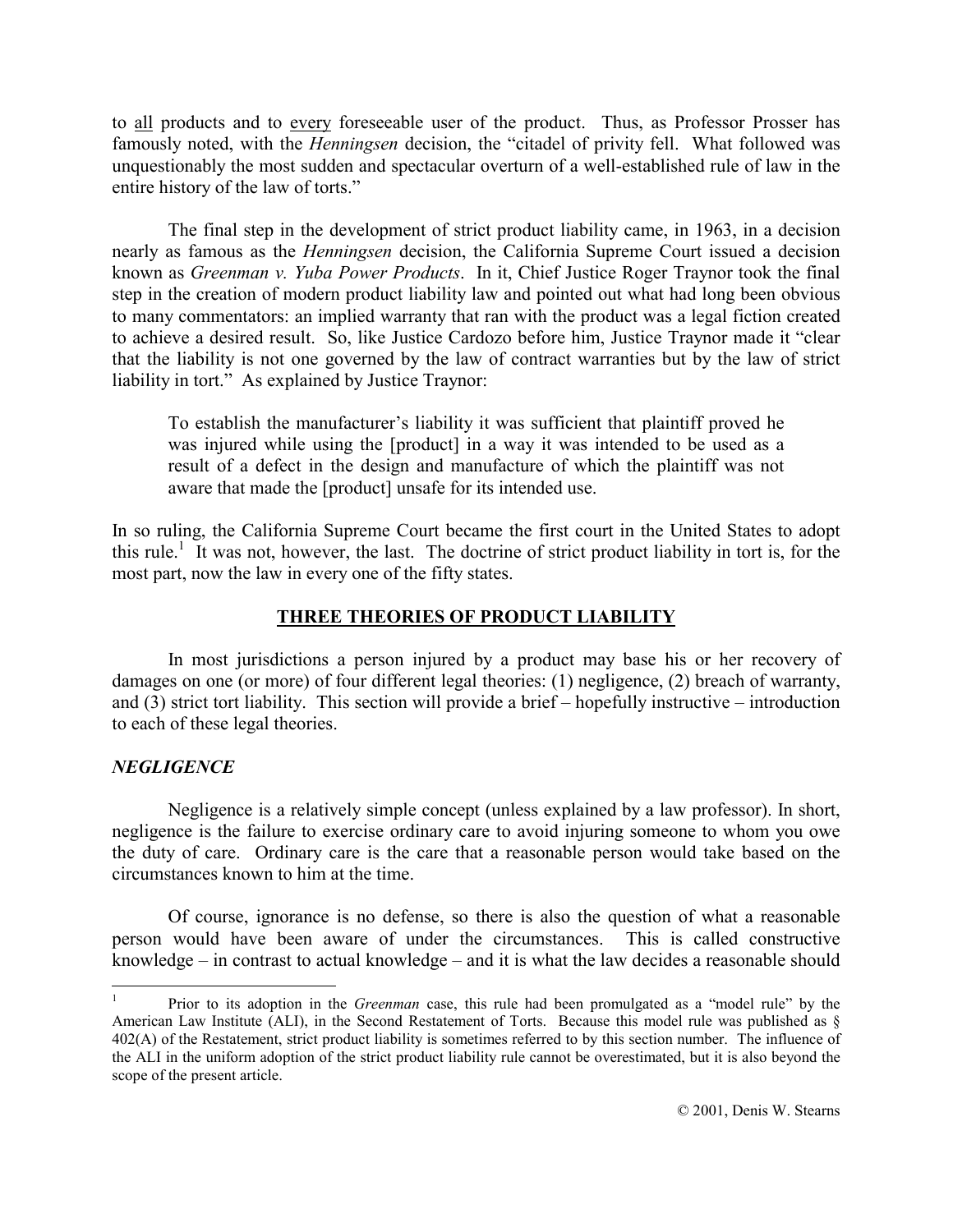to <u>all</u> products and to <u>every</u> foreseeable user of the product. Thus, as Professor Prosser has famously noted, with the *Henningsen* decision, the "citadel of privity fell. What followed was unquestionably the most sudden and spectacular overturn of a well-established rule of law in the entire history of the law of torts."

The final step in the development of strict product liability came, in 1963, in a decision nearly as famous as the *Henningsen* decision, the California Supreme Court issued a decision known as *Greenman v. Yuba Power Products*. In it, Chief Justice Roger Traynor took the final step in the creation of modern product liability law and pointed out what had long been obvious to many commentators: an implied warranty that ran with the product was a legal fiction created to achieve a desired result. So, like Justice Cardozo before him, Justice Traynor made it "clear that the liability is not one governed by the law of contract warranties but by the law of strict liability in tort." As explained by Justice Traynor:

> To establish the manufacturer's liability it was sufficient that plaintiff proved he was injured while using the [product] in a way it was intended to be used as a result of a defect in the design and manufacture of which the plaintiff was not aware that made the [product] unsafe for its intended use.

In so ruling, the California Supreme Court became the first court in the United States to adopt this rule.[1] It was not, however, the last. The doctrine of strict product liability in tort is, for the most part, now the law in every one of the fifty states.

## THREE THEORIES OF PRODUCT LIABILITY

In most jurisdictions a person injured by a product may base his or her recovery of damages on one (or more) of four different legal theories: (1) negligence, (2) breach of warranty, and (3) strict tort liability. This section will provide a brief – hopefully instructive – introduction to each of these legal theories.

### *NEGLIGENCE*

Negligence is a relatively simple concept (unless explained by a law professor). In short, negligence is the failure to exercise ordinary care to avoid injuring someone to whom you owe the duty of care. Ordinary care is the care that a reasonable person would take based on the circumstances known to him at the time.

Of course, ignorance is no defense, so there is also the question of what a reasonable person would have been aware of under the circumstances. This is called constructive knowledge – in contrast to actual knowledge – and it is what the law decides a reasonable should

---

[1] Prior to its adoption in the *Greenman* case, this rule had been promulgated as a "model rule" by the American Law Institute (ALI), in the Second Restatement of Torts. Because this model rule was published as § 402(A) of the Restatement, strict product liability is sometimes referred to by this section number. The influence of the ALI in the uniform adoption of the strict product liability rule cannot be overestimated, but it is also beyond the scope of the present article.

© 2001, Denis W. Stearns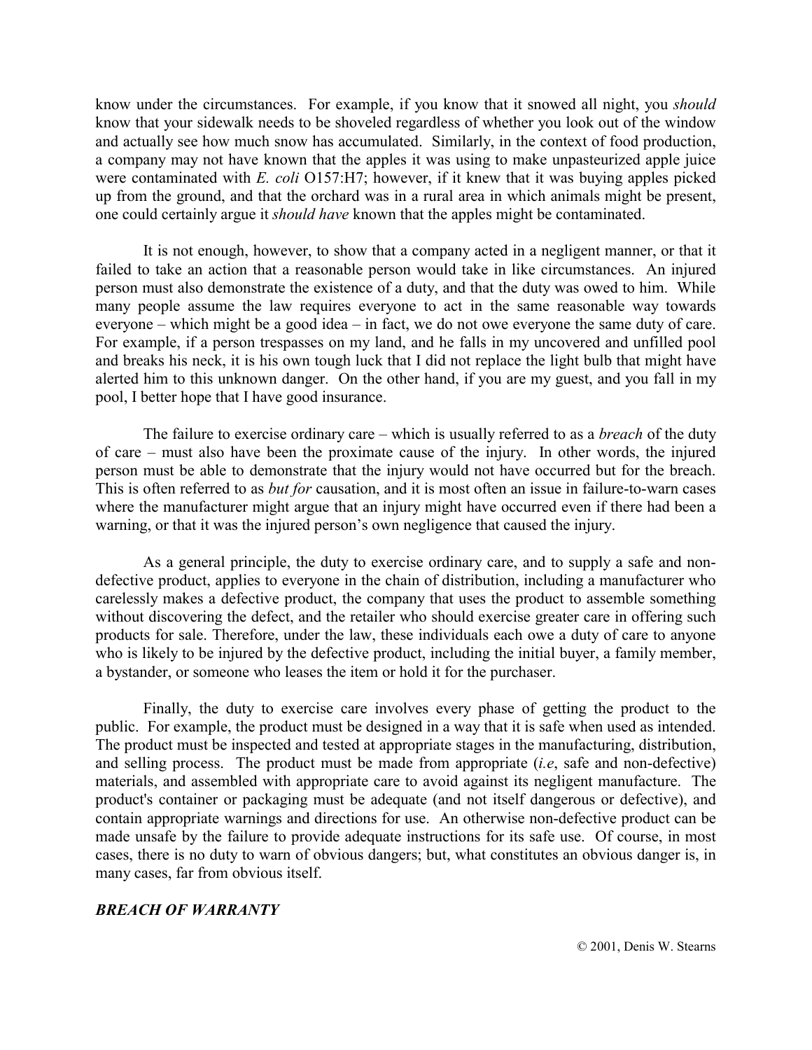know under the circumstances. For example, if you know that it snowed all night, you *should* know that your sidewalk needs to be shoveled regardless of whether you look out of the window and actually see how much snow has accumulated. Similarly, in the context of food production, a company may not have known that the apples it was using to make unpasteurized apple juice were contaminated with *E. coli* O157:H7; however, if it knew that it was buying apples picked up from the ground, and that the orchard was in a rural area in which animals might be present, one could certainly argue it *should have* known that the apples might be contaminated.

It is not enough, however, to show that a company acted in a negligent manner, or that it failed to take an action that a reasonable person would take in like circumstances. An injured person must also demonstrate the existence of a duty, and that the duty was owed to him. While many people assume the law requires everyone to act in the same reasonable way towards everyone – which might be a good idea – in fact, we do not owe everyone the same duty of care. For example, if a person trespasses on my land, and he falls in my uncovered and unfilled pool and breaks his neck, it is his own tough luck that I did not replace the light bulb that might have alerted him to this unknown danger. On the other hand, if you are my guest, and you fall in my pool, I better hope that I have good insurance.

The failure to exercise ordinary care – which is usually referred to as a *breach* of the duty of care – must also have been the proximate cause of the injury. In other words, the injured person must be able to demonstrate that the injury would not have occurred but for the breach. This is often referred to as *but for* causation, and it is most often an issue in failure-to-warn cases where the manufacturer might argue that an injury might have occurred even if there had been a warning, or that it was the injured person's own negligence that caused the injury.

As a general principle, the duty to exercise ordinary care, and to supply a safe and non-defective product, applies to everyone in the chain of distribution, including a manufacturer who carelessly makes a defective product, the company that uses the product to assemble something without discovering the defect, and the retailer who should exercise greater care in offering such products for sale. Therefore, under the law, these individuals each owe a duty of care to anyone who is likely to be injured by the defective product, including the initial buyer, a family member, a bystander, or someone who leases the item or hold it for the purchaser.

Finally, the duty to exercise care involves every phase of getting the product to the public. For example, the product must be designed in a way that it is safe when used as intended. The product must be inspected and tested at appropriate stages in the manufacturing, distribution, and selling process. The product must be made from appropriate (*i.e*, safe and non-defective) materials, and assembled with appropriate care to avoid against its negligent manufacture. The product's container or packaging must be adequate (and not itself dangerous or defective), and contain appropriate warnings and directions for use. An otherwise non-defective product can be made unsafe by the failure to provide adequate instructions for its safe use. Of course, in most cases, there is no duty to warn of obvious dangers; but, what constitutes an obvious danger is, in many cases, far from obvious itself.

***BREACH OF WARRANTY***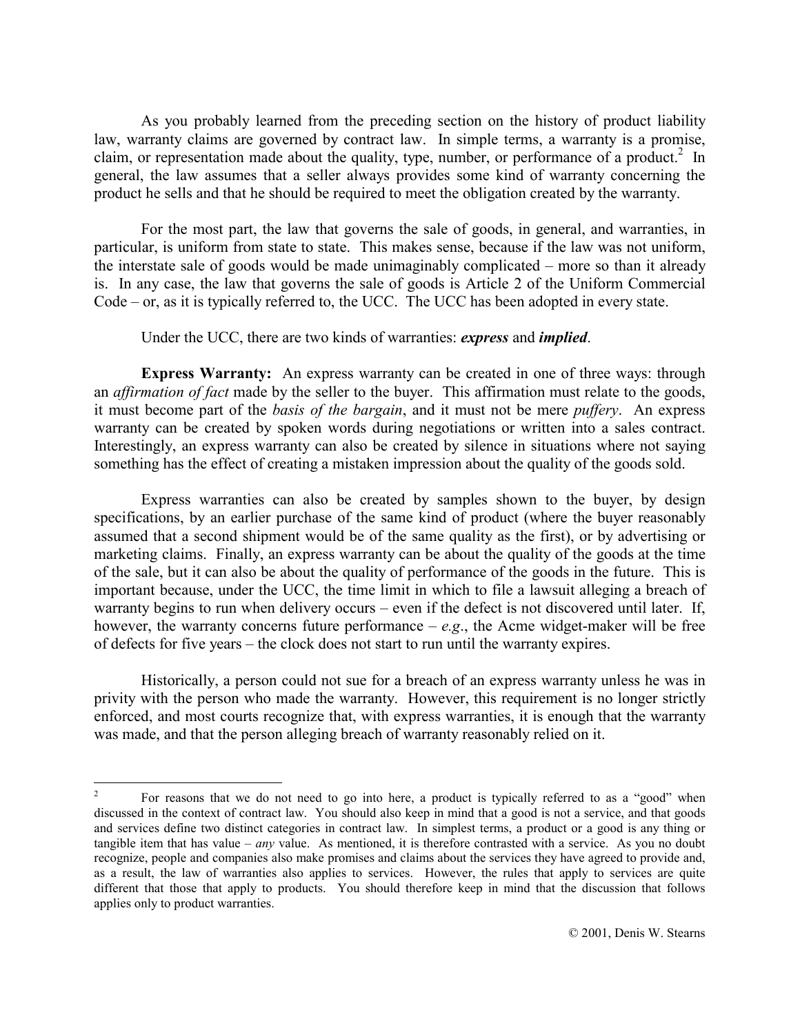As you probably learned from the preceding section on the history of product liability law, warranty claims are governed by contract law. In simple terms, a warranty is a promise, claim, or representation made about the quality, type, number, or performance of a product.[2] In general, the law assumes that a seller always provides some kind of warranty concerning the product he sells and that he should be required to meet the obligation created by the warranty.

For the most part, the law that governs the sale of goods, in general, and warranties, in particular, is uniform from state to state. This makes sense, because if the law was not uniform, the interstate sale of goods would be made unimaginably complicated – more so than it already is. In any case, the law that governs the sale of goods is Article 2 of the Uniform Commercial Code – or, as it is typically referred to, the UCC. The UCC has been adopted in every state.

Under the UCC, there are two kinds of warranties: ***express*** and ***implied***.

**Express Warranty:** An express warranty can be created in one of three ways: through an *affirmation of fact* made by the seller to the buyer. This affirmation must relate to the goods, it must become part of the *basis of the bargain*, and it must not be mere *puffery*. An express warranty can be created by spoken words during negotiations or written into a sales contract. Interestingly, an express warranty can also be created by silence in situations where not saying something has the effect of creating a mistaken impression about the quality of the goods sold.

Express warranties can also be created by samples shown to the buyer, by design specifications, by an earlier purchase of the same kind of product (where the buyer reasonably assumed that a second shipment would be of the same quality as the first), or by advertising or marketing claims. Finally, an express warranty can be about the quality of the goods at the time of the sale, but it can also be about the quality of performance of the goods in the future. This is important because, under the UCC, the time limit in which to file a lawsuit alleging a breach of warranty begins to run when delivery occurs – even if the defect is not discovered until later. If, however, the warranty concerns future performance – *e.g*., the Acme widget-maker will be free of defects for five years – the clock does not start to run until the warranty expires.

Historically, a person could not sue for a breach of an express warranty unless he was in privity with the person who made the warranty. However, this requirement is no longer strictly enforced, and most courts recognize that, with express warranties, it is enough that the warranty was made, and that the person alleging breach of warranty reasonably relied on it.

---

[2] For reasons that we do not need to go into here, a product is typically referred to as a "good" when discussed in the context of contract law. You should also keep in mind that a good is not a service, and that goods and services define two distinct categories in contract law. In simplest terms, a product or a good is any thing or tangible item that has value – *any* value. As mentioned, it is therefore contrasted with a service. As you no doubt recognize, people and companies also make promises and claims about the services they have agreed to provide and, as a result, the law of warranties also applies to services. However, the rules that apply to services are quite different that those that apply to products. You should therefore keep in mind that the discussion that follows applies only to product warranties.

© 2001, Denis W. Stearns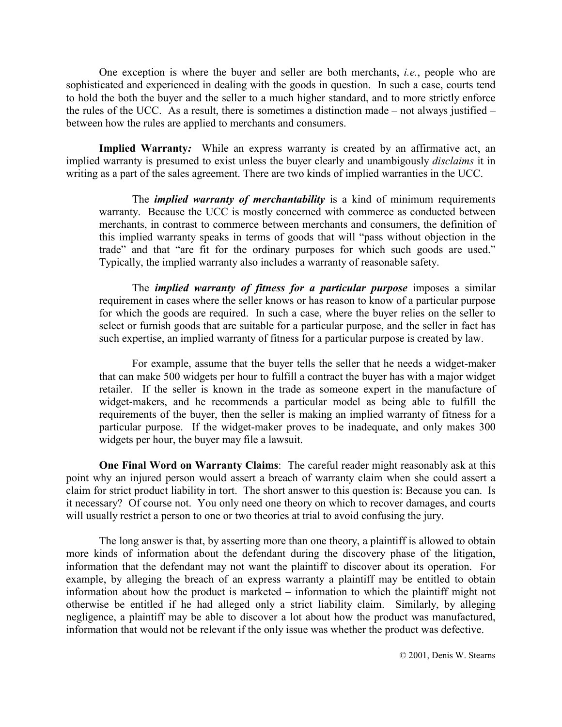One exception is where the buyer and seller are both merchants, *i.e.*, people who are sophisticated and experienced in dealing with the goods in question. In such a case, courts tend to hold the both the buyer and the seller to a much higher standard, and to more strictly enforce the rules of the UCC. As a result, there is sometimes a distinction made – not always justified – between how the rules are applied to merchants and consumers.

**Implied Warranty*:*** While an express warranty is created by an affirmative act, an implied warranty is presumed to exist unless the buyer clearly and unambigously *disclaims* it in writing as a part of the sales agreement. There are two kinds of implied warranties in the UCC.

> The ***implied warranty of merchantability*** is a kind of minimum requirements warranty. Because the UCC is mostly concerned with commerce as conducted between merchants, in contrast to commerce between merchants and consumers, the definition of this implied warranty speaks in terms of goods that will "pass without objection in the trade" and that "are fit for the ordinary purposes for which such goods are used." Typically, the implied warranty also includes a warranty of reasonable safety.
>
> The ***implied warranty of fitness for a particular purpose*** imposes a similar requirement in cases where the seller knows or has reason to know of a particular purpose for which the goods are required. In such a case, where the buyer relies on the seller to select or furnish goods that are suitable for a particular purpose, and the seller in fact has such expertise, an implied warranty of fitness for a particular purpose is created by law.
>
> For example, assume that the buyer tells the seller that he needs a widget-maker that can make 500 widgets per hour to fulfill a contract the buyer has with a major widget retailer. If the seller is known in the trade as someone expert in the manufacture of widget-makers, and he recommends a particular model as being able to fulfill the requirements of the buyer, then the seller is making an implied warranty of fitness for a particular purpose. If the widget-maker proves to be inadequate, and only makes 300 widgets per hour, the buyer may file a lawsuit.

**One Final Word on Warranty Claims**: The careful reader might reasonably ask at this point why an injured person would assert a breach of warranty claim when she could assert a claim for strict product liability in tort. The short answer to this question is: Because you can. Is it necessary? Of course not. You only need one theory on which to recover damages, and courts will usually restrict a person to one or two theories at trial to avoid confusing the jury.

The long answer is that, by asserting more than one theory, a plaintiff is allowed to obtain more kinds of information about the defendant during the discovery phase of the litigation, information that the defendant may not want the plaintiff to discover about its operation. For example, by alleging the breach of an express warranty a plaintiff may be entitled to obtain information about how the product is marketed – information to which the plaintiff might not otherwise be entitled if he had alleged only a strict liability claim. Similarly, by alleging negligence, a plaintiff may be able to discover a lot about how the product was manufactured, information that would not be relevant if the only issue was whether the product was defective.

© 2001, Denis W. Stearns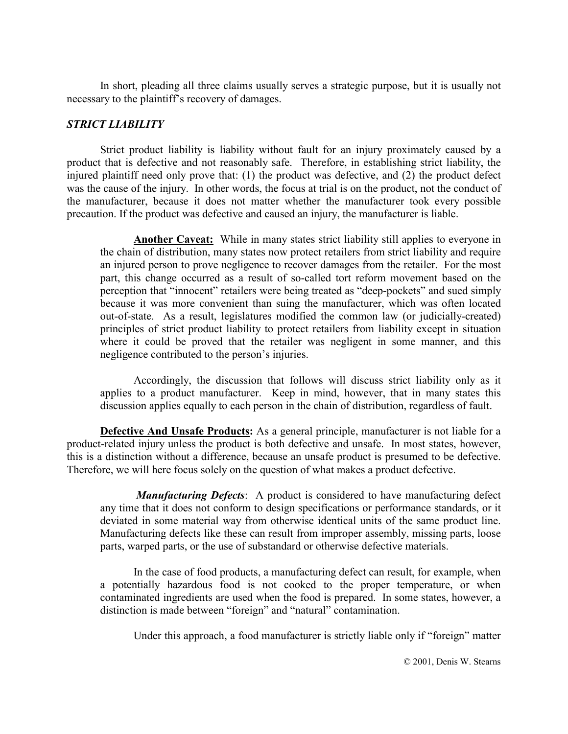In short, pleading all three claims usually serves a strategic purpose, but it is usually not necessary to the plaintiff's recovery of damages.

### ***STRICT LIABILITY***

Strict product liability is liability without fault for an injury proximately caused by a product that is defective and not reasonably safe. Therefore, in establishing strict liability, the injured plaintiff need only prove that: (1) the product was defective, and (2) the product defect was the cause of the injury. In other words, the focus at trial is on the product, not the conduct of the manufacturer, because it does not matter whether the manufacturer took every possible precaution. If the product was defective and caused an injury, the manufacturer is liable.

> **Another Caveat:** While in many states strict liability still applies to everyone in the chain of distribution, many states now protect retailers from strict liability and require an injured person to prove negligence to recover damages from the retailer. For the most part, this change occurred as a result of so-called tort reform movement based on the perception that "innocent" retailers were being treated as "deep-pockets" and sued simply because it was more convenient than suing the manufacturer, which was often located out-of-state. As a result, legislatures modified the common law (or judicially-created) principles of strict product liability to protect retailers from liability except in situation where it could be proved that the retailer was negligent in some manner, and this negligence contributed to the person's injuries.
>
> Accordingly, the discussion that follows will discuss strict liability only as it applies to a product manufacturer. Keep in mind, however, that in many states this discussion applies equally to each person in the chain of distribution, regardless of fault.

**Defective And Unsafe Products:** As a general principle, manufacturer is not liable for a product-related injury unless the product is both defective and unsafe. In most states, however, this is a distinction without a difference, because an unsafe product is presumed to be defective. Therefore, we will here focus solely on the question of what makes a product defective.

> ***Manufacturing Defects***: A product is considered to have manufacturing defect any time that it does not conform to design specifications or performance standards, or it deviated in some material way from otherwise identical units of the same product line. Manufacturing defects like these can result from improper assembly, missing parts, loose parts, warped parts, or the use of substandard or otherwise defective materials.
>
> In the case of food products, a manufacturing defect can result, for example, when a potentially hazardous food is not cooked to the proper temperature, or when contaminated ingredients are used when the food is prepared. In some states, however, a distinction is made between "foreign" and "natural" contamination.
>
> Under this approach, a food manufacturer is strictly liable only if "foreign" matter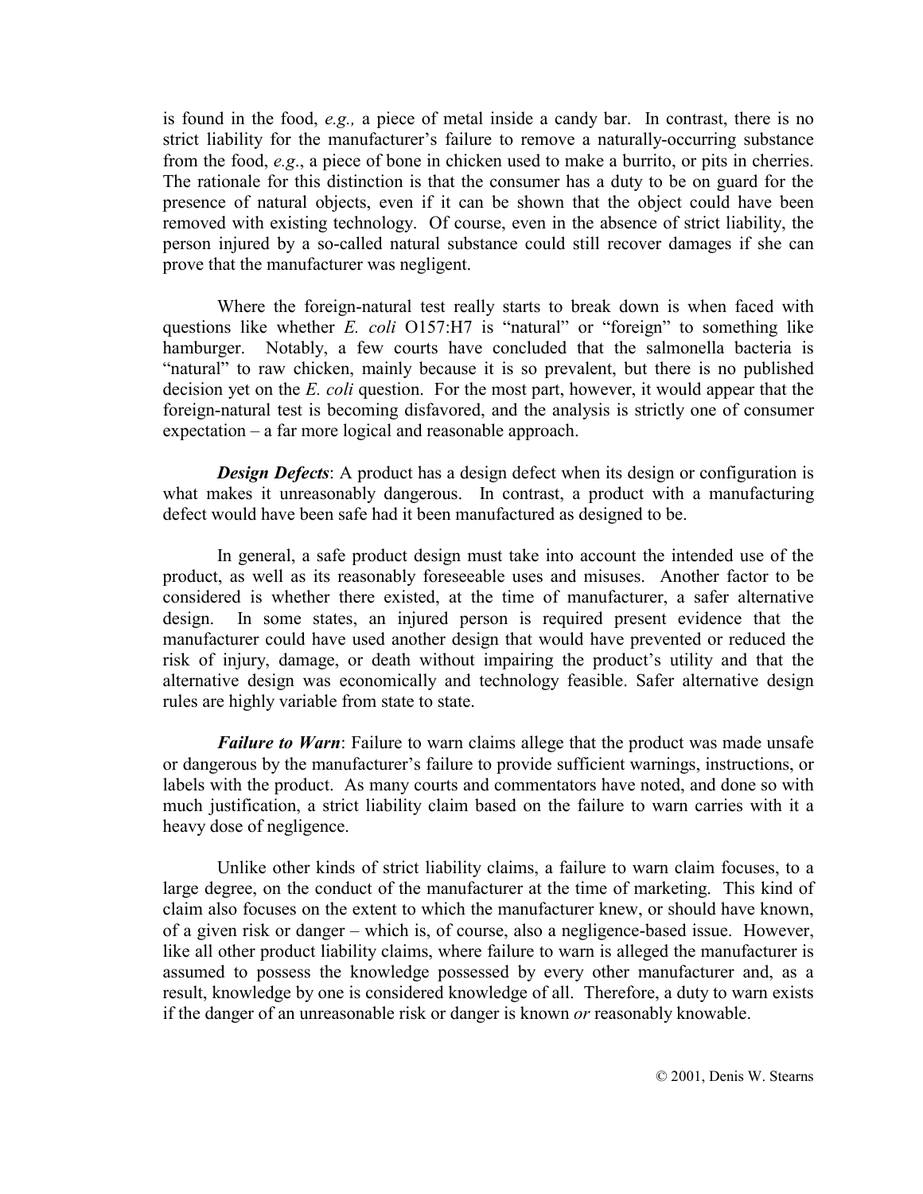is found in the food, *e.g.,* a piece of metal inside a candy bar. In contrast, there is no strict liability for the manufacturer's failure to remove a naturally-occurring substance from the food, *e.g*., a piece of bone in chicken used to make a burrito, or pits in cherries. The rationale for this distinction is that the consumer has a duty to be on guard for the presence of natural objects, even if it can be shown that the object could have been removed with existing technology. Of course, even in the absence of strict liability, the person injured by a so-called natural substance could still recover damages if she can prove that the manufacturer was negligent.

Where the foreign-natural test really starts to break down is when faced with questions like whether *E. coli* O157:H7 is "natural" or "foreign" to something like hamburger. Notably, a few courts have concluded that the salmonella bacteria is "natural" to raw chicken, mainly because it is so prevalent, but there is no published decision yet on the *E. coli* question. For the most part, however, it would appear that the foreign-natural test is becoming disfavored, and the analysis is strictly one of consumer expectation – a far more logical and reasonable approach.

***Design Defects***: A product has a design defect when its design or configuration is what makes it unreasonably dangerous. In contrast, a product with a manufacturing defect would have been safe had it been manufactured as designed to be.

In general, a safe product design must take into account the intended use of the product, as well as its reasonably foreseeable uses and misuses. Another factor to be considered is whether there existed, at the time of manufacturer, a safer alternative design. In some states, an injured person is required present evidence that the manufacturer could have used another design that would have prevented or reduced the risk of injury, damage, or death without impairing the product's utility and that the alternative design was economically and technology feasible. Safer alternative design rules are highly variable from state to state.

***Failure to Warn***: Failure to warn claims allege that the product was made unsafe or dangerous by the manufacturer's failure to provide sufficient warnings, instructions, or labels with the product. As many courts and commentators have noted, and done so with much justification, a strict liability claim based on the failure to warn carries with it a heavy dose of negligence.

Unlike other kinds of strict liability claims, a failure to warn claim focuses, to a large degree, on the conduct of the manufacturer at the time of marketing. This kind of claim also focuses on the extent to which the manufacturer knew, or should have known, of a given risk or danger – which is, of course, also a negligence-based issue. However, like all other product liability claims, where failure to warn is alleged the manufacturer is assumed to possess the knowledge possessed by every other manufacturer and, as a result, knowledge by one is considered knowledge of all. Therefore, a duty to warn exists if the danger of an unreasonable risk or danger is known *or* reasonably knowable.

© 2001, Denis W. Stearns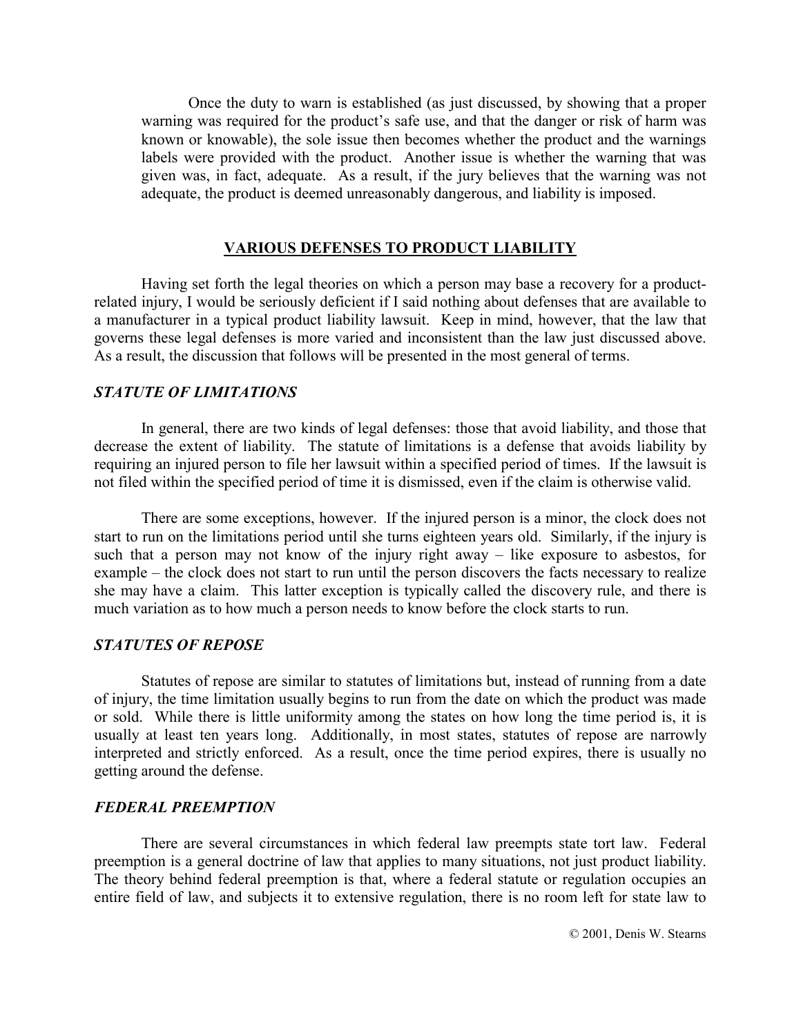Once the duty to warn is established (as just discussed, by showing that a proper warning was required for the product's safe use, and that the danger or risk of harm was known or knowable), the sole issue then becomes whether the product and the warnings labels were provided with the product. Another issue is whether the warning that was given was, in fact, adequate. As a result, if the jury believes that the warning was not adequate, the product is deemed unreasonably dangerous, and liability is imposed.

## VARIOUS DEFENSES TO PRODUCT LIABILITY

Having set forth the legal theories on which a person may base a recovery for a product-related injury, I would be seriously deficient if I said nothing about defenses that are available to a manufacturer in a typical product liability lawsuit. Keep in mind, however, that the law that governs these legal defenses is more varied and inconsistent than the law just discussed above. As a result, the discussion that follows will be presented in the most general of terms.

### *STATUTE OF LIMITATIONS*

In general, there are two kinds of legal defenses: those that avoid liability, and those that decrease the extent of liability. The statute of limitations is a defense that avoids liability by requiring an injured person to file her lawsuit within a specified period of times. If the lawsuit is not filed within the specified period of time it is dismissed, even if the claim is otherwise valid.

There are some exceptions, however. If the injured person is a minor, the clock does not start to run on the limitations period until she turns eighteen years old. Similarly, if the injury is such that a person may not know of the injury right away – like exposure to asbestos, for example – the clock does not start to run until the person discovers the facts necessary to realize she may have a claim. This latter exception is typically called the discovery rule, and there is much variation as to how much a person needs to know before the clock starts to run.

### *STATUTES OF REPOSE*

Statutes of repose are similar to statutes of limitations but, instead of running from a date of injury, the time limitation usually begins to run from the date on which the product was made or sold. While there is little uniformity among the states on how long the time period is, it is usually at least ten years long. Additionally, in most states, statutes of repose are narrowly interpreted and strictly enforced. As a result, once the time period expires, there is usually no getting around the defense.

### *FEDERAL PREEMPTION*

There are several circumstances in which federal law preempts state tort law. Federal preemption is a general doctrine of law that applies to many situations, not just product liability. The theory behind federal preemption is that, where a federal statute or regulation occupies an entire field of law, and subjects it to extensive regulation, there is no room left for state law to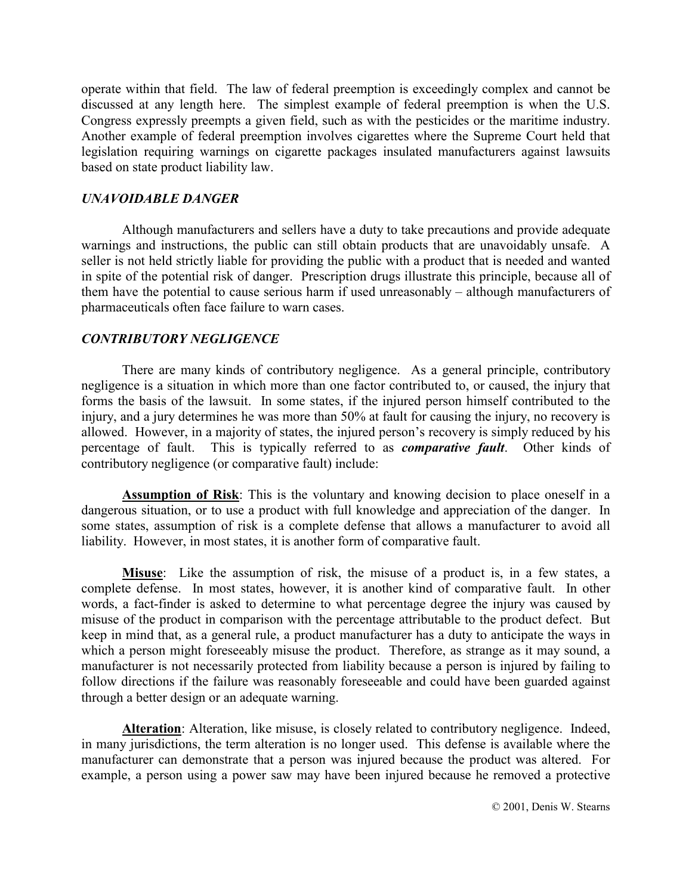operate within that field. The law of federal preemption is exceedingly complex and cannot be discussed at any length here. The simplest example of federal preemption is when the U.S. Congress expressly preempts a given field, such as with the pesticides or the maritime industry. Another example of federal preemption involves cigarettes where the Supreme Court held that legislation requiring warnings on cigarette packages insulated manufacturers against lawsuits based on state product liability law.

### *UNAVOIDABLE DANGER*

Although manufacturers and sellers have a duty to take precautions and provide adequate warnings and instructions, the public can still obtain products that are unavoidably unsafe. A seller is not held strictly liable for providing the public with a product that is needed and wanted in spite of the potential risk of danger. Prescription drugs illustrate this principle, because all of them have the potential to cause serious harm if used unreasonably – although manufacturers of pharmaceuticals often face failure to warn cases.

### *CONTRIBUTORY NEGLIGENCE*

There are many kinds of contributory negligence. As a general principle, contributory negligence is a situation in which more than one factor contributed to, or caused, the injury that forms the basis of the lawsuit. In some states, if the injured person himself contributed to the injury, and a jury determines he was more than 50% at fault for causing the injury, no recovery is allowed. However, in a majority of states, the injured person's recovery is simply reduced by his percentage of fault. This is typically referred to as ***comparative fault***. Other kinds of contributory negligence (or comparative fault) include:

**Assumption of Risk**: This is the voluntary and knowing decision to place oneself in a dangerous situation, or to use a product with full knowledge and appreciation of the danger. In some states, assumption of risk is a complete defense that allows a manufacturer to avoid all liability. However, in most states, it is another form of comparative fault.

**Misuse**: Like the assumption of risk, the misuse of a product is, in a few states, a complete defense. In most states, however, it is another kind of comparative fault. In other words, a fact-finder is asked to determine to what percentage degree the injury was caused by misuse of the product in comparison with the percentage attributable to the product defect. But keep in mind that, as a general rule, a product manufacturer has a duty to anticipate the ways in which a person might foreseeably misuse the product. Therefore, as strange as it may sound, a manufacturer is not necessarily protected from liability because a person is injured by failing to follow directions if the failure was reasonably foreseeable and could have been guarded against through a better design or an adequate warning.

**Alteration**: Alteration, like misuse, is closely related to contributory negligence. Indeed, in many jurisdictions, the term alteration is no longer used. This defense is available where the manufacturer can demonstrate that a person was injured because the product was altered. For example, a person using a power saw may have been injured because he removed a protective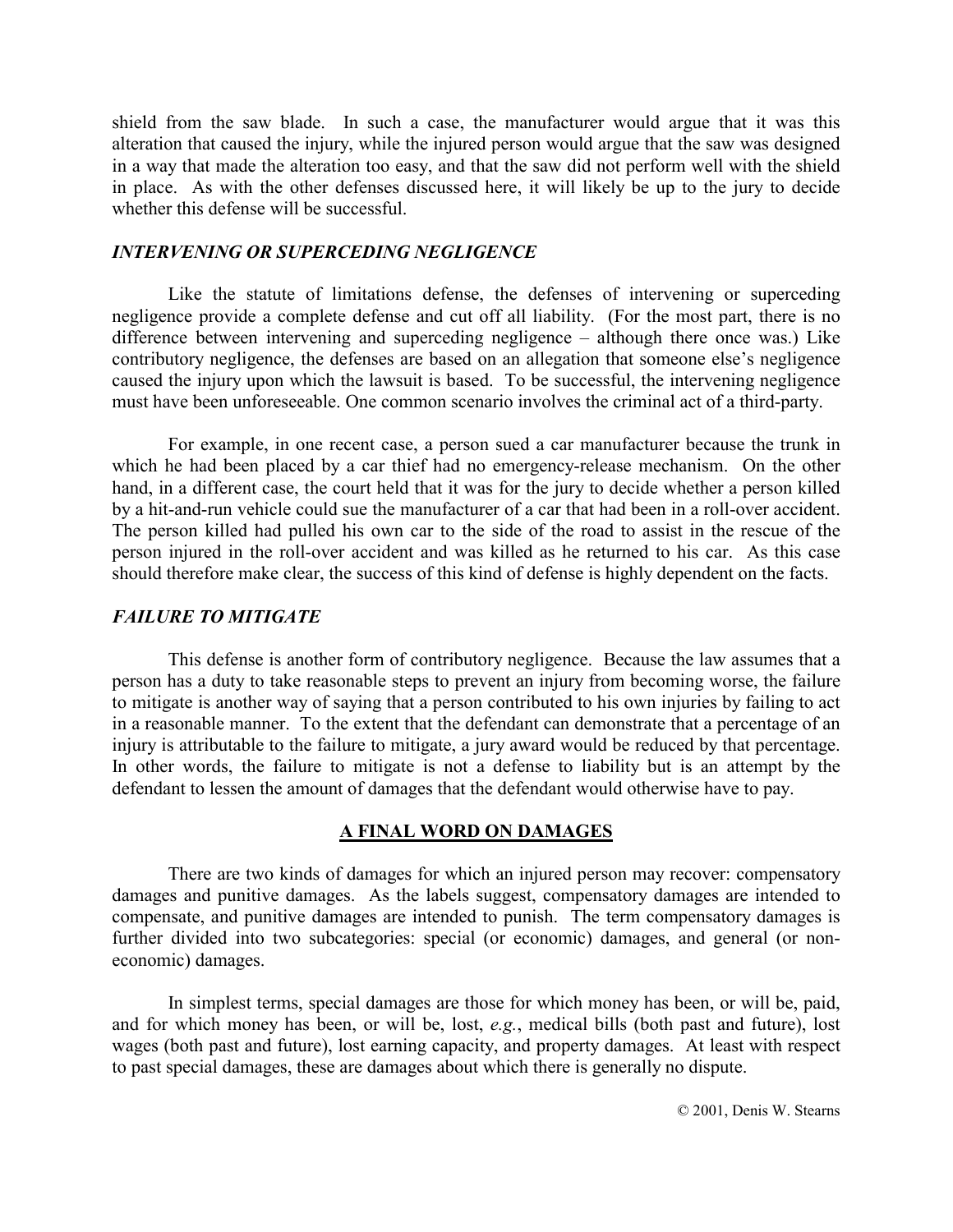shield from the saw blade. In such a case, the manufacturer would argue that it was this alteration that caused the injury, while the injured person would argue that the saw was designed in a way that made the alteration too easy, and that the saw did not perform well with the shield in place. As with the other defenses discussed here, it will likely be up to the jury to decide whether this defense will be successful.

### *INTERVENING OR SUPERCEDING NEGLIGENCE*

Like the statute of limitations defense, the defenses of intervening or superceding negligence provide a complete defense and cut off all liability. (For the most part, there is no difference between intervening and superceding negligence – although there once was.) Like contributory negligence, the defenses are based on an allegation that someone else's negligence caused the injury upon which the lawsuit is based. To be successful, the intervening negligence must have been unforeseeable. One common scenario involves the criminal act of a third-party.

For example, in one recent case, a person sued a car manufacturer because the trunk in which he had been placed by a car thief had no emergency-release mechanism. On the other hand, in a different case, the court held that it was for the jury to decide whether a person killed by a hit-and-run vehicle could sue the manufacturer of a car that had been in a roll-over accident. The person killed had pulled his own car to the side of the road to assist in the rescue of the person injured in the roll-over accident and was killed as he returned to his car. As this case should therefore make clear, the success of this kind of defense is highly dependent on the facts.

### *FAILURE TO MITIGATE*

This defense is another form of contributory negligence. Because the law assumes that a person has a duty to take reasonable steps to prevent an injury from becoming worse, the failure to mitigate is another way of saying that a person contributed to his own injuries by failing to act in a reasonable manner. To the extent that the defendant can demonstrate that a percentage of an injury is attributable to the failure to mitigate, a jury award would be reduced by that percentage. In other words, the failure to mitigate is not a defense to liability but is an attempt by the defendant to lessen the amount of damages that the defendant would otherwise have to pay.

## A FINAL WORD ON DAMAGES

There are two kinds of damages for which an injured person may recover: compensatory damages and punitive damages. As the labels suggest, compensatory damages are intended to compensate, and punitive damages are intended to punish. The term compensatory damages is further divided into two subcategories: special (or economic) damages, and general (or non-economic) damages.

In simplest terms, special damages are those for which money has been, or will be, paid, and for which money has been, or will be, lost, *e.g.*, medical bills (both past and future), lost wages (both past and future), lost earning capacity, and property damages. At least with respect to past special damages, these are damages about which there is generally no dispute.

© 2001, Denis W. Stearns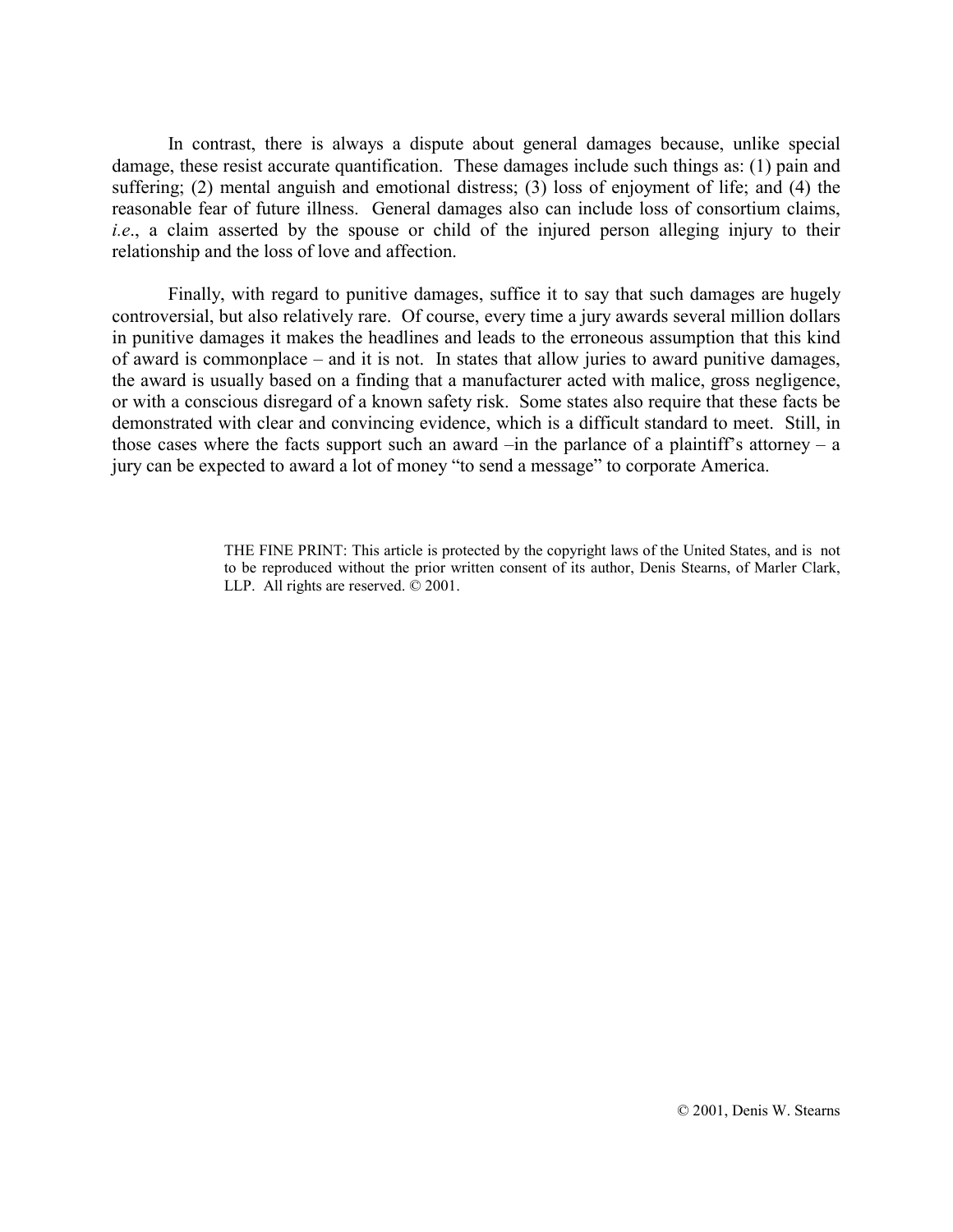In contrast, there is always a dispute about general damages because, unlike special damage, these resist accurate quantification. These damages include such things as: (1) pain and suffering; (2) mental anguish and emotional distress; (3) loss of enjoyment of life; and (4) the reasonable fear of future illness. General damages also can include loss of consortium claims, *i.e*., a claim asserted by the spouse or child of the injured person alleging injury to their relationship and the loss of love and affection.

Finally, with regard to punitive damages, suffice it to say that such damages are hugely controversial, but also relatively rare. Of course, every time a jury awards several million dollars in punitive damages it makes the headlines and leads to the erroneous assumption that this kind of award is commonplace – and it is not. In states that allow juries to award punitive damages, the award is usually based on a finding that a manufacturer acted with malice, gross negligence, or with a conscious disregard of a known safety risk. Some states also require that these facts be demonstrated with clear and convincing evidence, which is a difficult standard to meet. Still, in those cases where the facts support such an award –in the parlance of a plaintiff's attorney – a jury can be expected to award a lot of money "to send a message" to corporate America.

THE FINE PRINT: This article is protected by the copyright laws of the United States, and is not to be reproduced without the prior written consent of its author, Denis Stearns, of Marler Clark, LLP. All rights are reserved. © 2001.